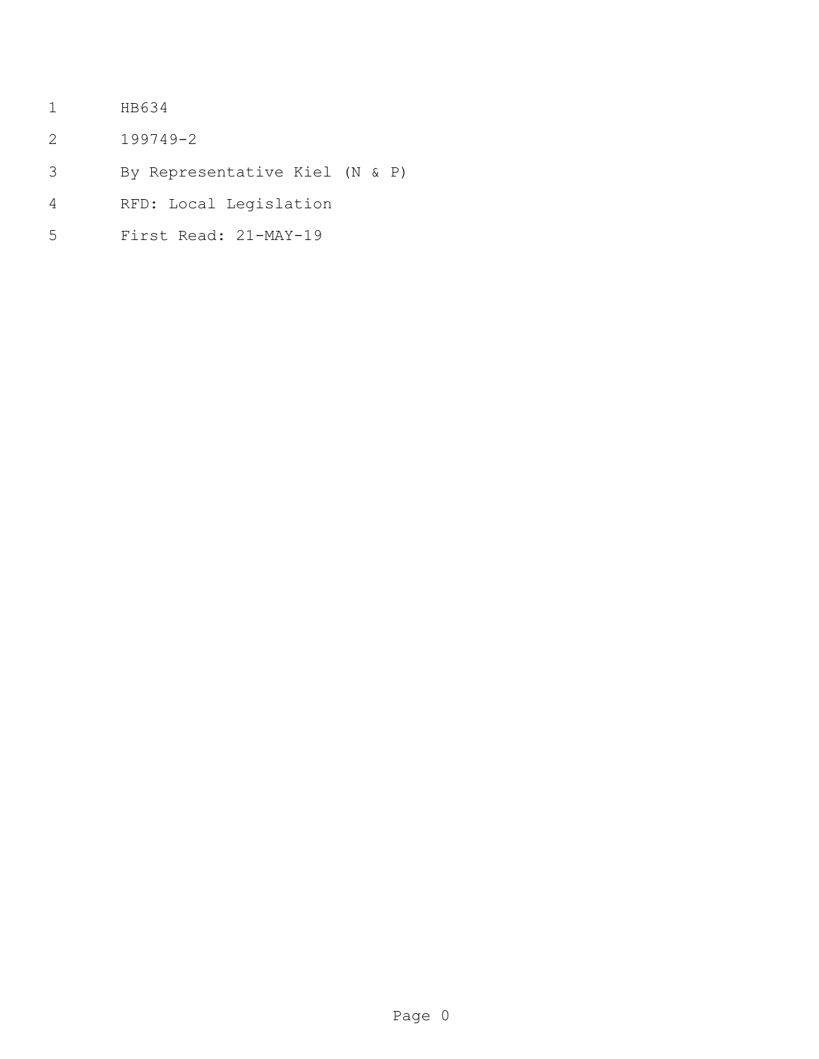HB634

199749-2

By Representative Kiel (N & P)

RFD: Local Legislation

First Read: 21-MAY-19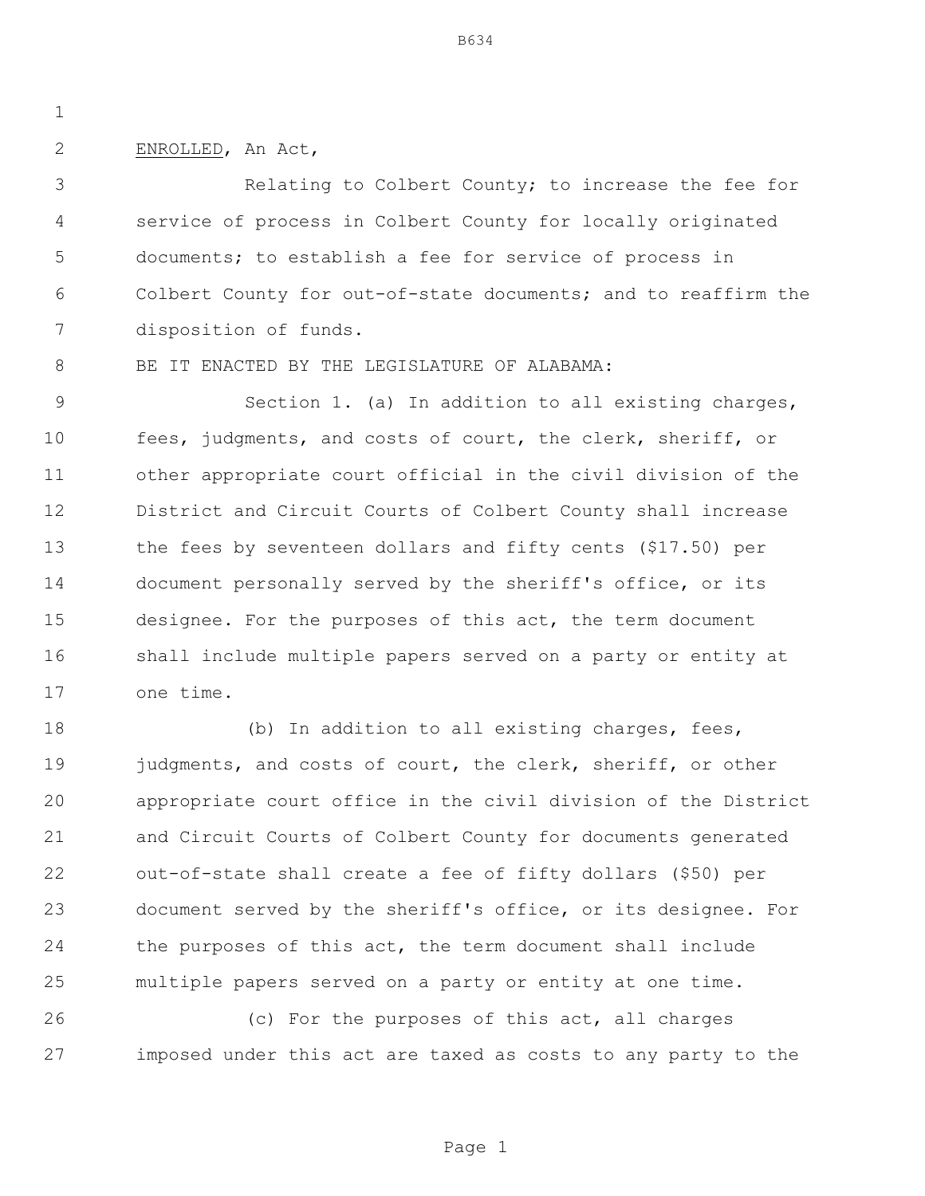ENROLLED, An Act,

Relating to Colbert County; to increase the fee for service of process in Colbert County for locally originated documents; to establish a fee for service of process in Colbert County for out-of-state documents; and to reaffirm the disposition of funds.

BE IT ENACTED BY THE LEGISLATURE OF ALABAMA:

Section 1. (a) In addition to all existing charges, fees, judgments, and costs of court, the clerk, sheriff, or other appropriate court official in the civil division of the District and Circuit Courts of Colbert County shall increase the fees by seventeen dollars and fifty cents ($17.50) per document personally served by the sheriff's office, or its designee. For the purposes of this act, the term document shall include multiple papers served on a party or entity at one time.

(b) In addition to all existing charges, fees, judgments, and costs of court, the clerk, sheriff, or other appropriate court office in the civil division of the District and Circuit Courts of Colbert County for documents generated out-of-state shall create a fee of fifty dollars ($50) per document served by the sheriff's office, or its designee. For the purposes of this act, the term document shall include multiple papers served on a party or entity at one time.

(c) For the purposes of this act, all charges imposed under this act are taxed as costs to any party to the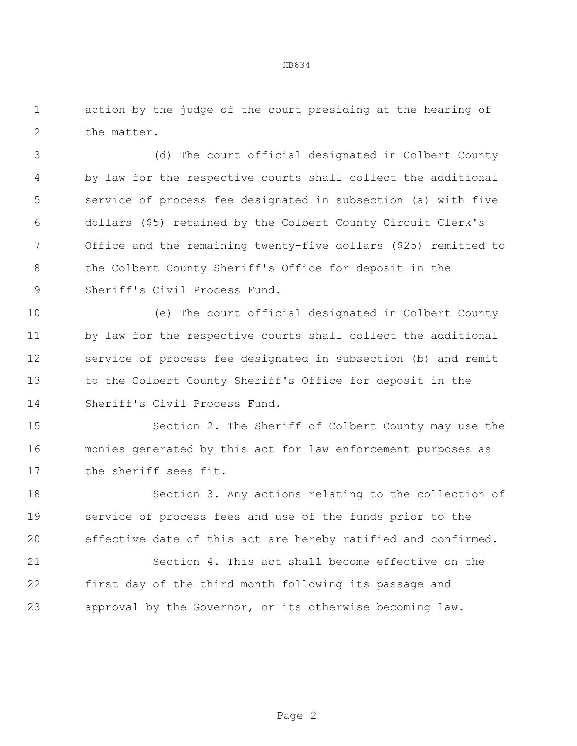action by the judge of the court presiding at the hearing of the matter.

(d) The court official designated in Colbert County by law for the respective courts shall collect the additional service of process fee designated in subsection (a) with five dollars ($5) retained by the Colbert County Circuit Clerk's Office and the remaining twenty-five dollars ($25) remitted to the Colbert County Sheriff's Office for deposit in the Sheriff's Civil Process Fund.

(e) The court official designated in Colbert County by law for the respective courts shall collect the additional service of process fee designated in subsection (b) and remit to the Colbert County Sheriff's Office for deposit in the Sheriff's Civil Process Fund.

Section 2. The Sheriff of Colbert County may use the monies generated by this act for law enforcement purposes as the sheriff sees fit.

Section 3. Any actions relating to the collection of service of process fees and use of the funds prior to the effective date of this act are hereby ratified and confirmed.

Section 4. This act shall become effective on the first day of the third month following its passage and approval by the Governor, or its otherwise becoming law.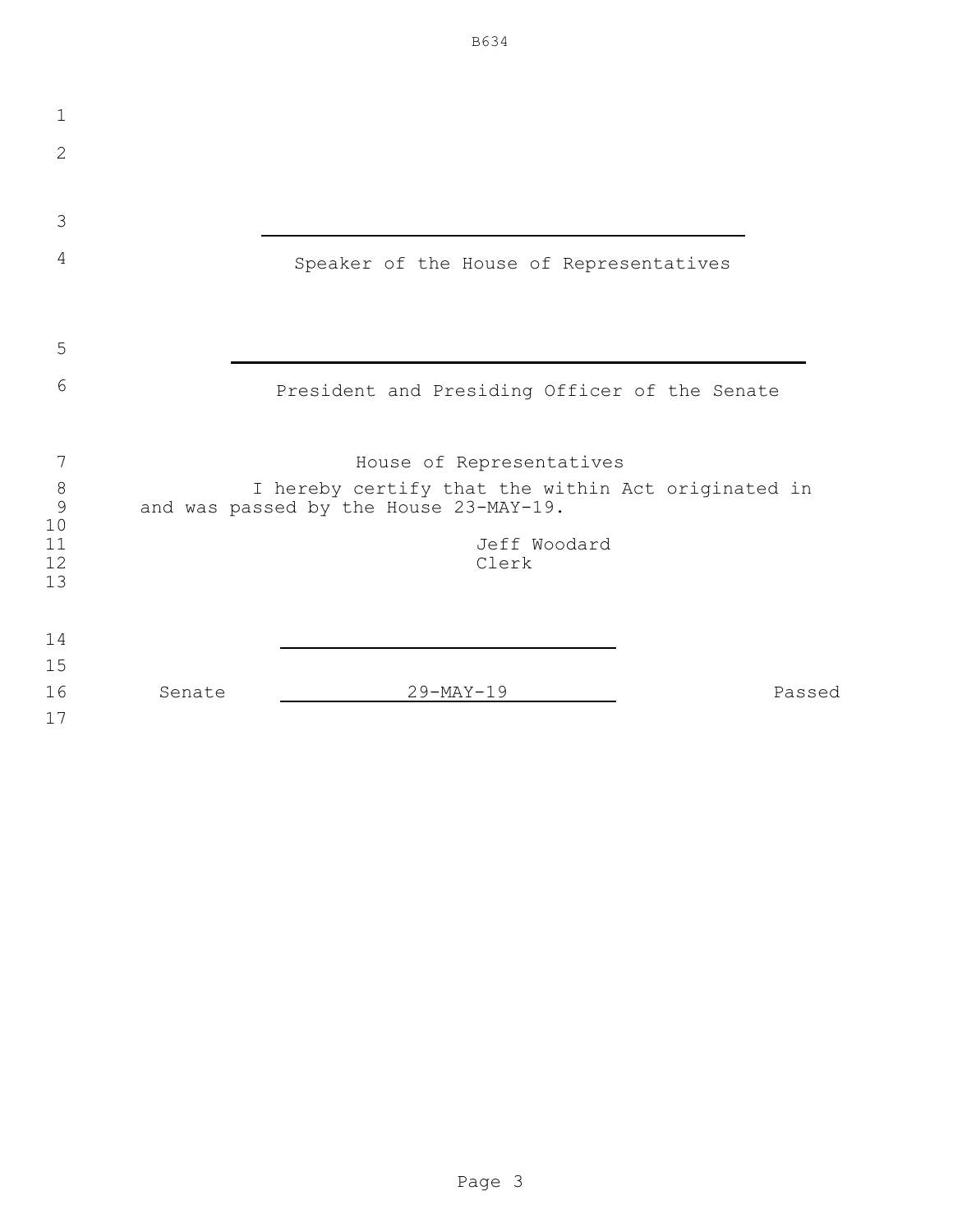\_\_\_\_\_\_\_\_\_\_\_\_\_\_\_\_\_\_\_\_\_\_\_\_\_\_\_\_\_\_\_\_\_\_\_\_\_\_\_\_

Speaker of the House of Representatives

\_\_\_\_\_\_\_\_\_\_\_\_\_\_\_\_\_\_\_\_\_\_\_\_\_\_\_\_\_\_\_\_\_\_\_\_\_\_\_\_

President and Presiding Officer of the Senate

House of Representatives

I hereby certify that the within Act originated in and was passed by the House 23-MAY-19.

Jeff Woodard
Clerk

\_\_\_\_\_\_\_\_\_\_\_\_\_\_\_\_\_\_\_\_\_\_\_\_\_\_\_\_

Senate 29-MAY-19 Passed